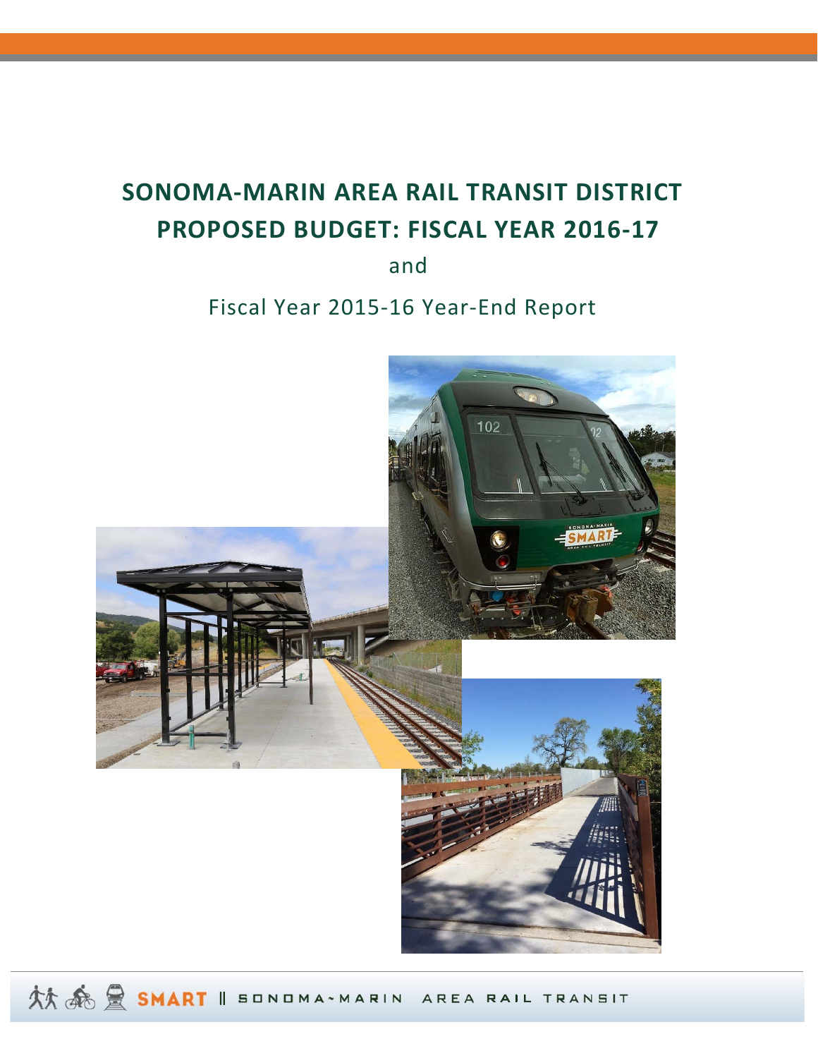# SONOMA-MARIN AREA RAIL TRANSIT DISTRICT
# PROPOSED BUDGET: FISCAL YEAR 2016-17

and

## Fiscal Year 2015-16 Year-End Report

SMART || SONOMA-MARIN AREA RAIL TRANSIT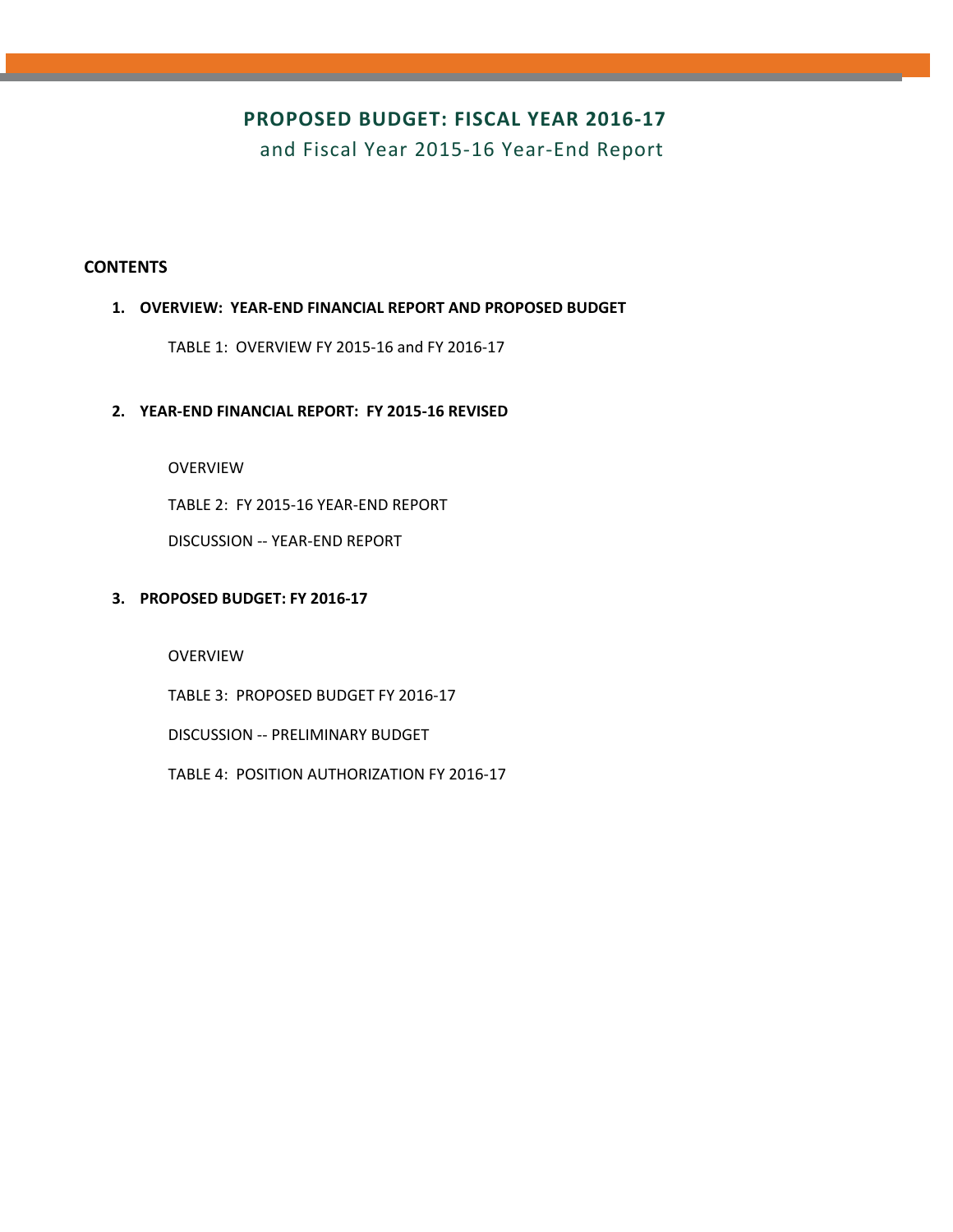# PROPOSED BUDGET: FISCAL YEAR 2016-17

and Fiscal Year 2015-16 Year-End Report

## CONTENTS

1. **OVERVIEW: YEAR-END FINANCIAL REPORT AND PROPOSED BUDGET**

   TABLE 1: OVERVIEW FY 2015-16 and FY 2016-17

2. **YEAR-END FINANCIAL REPORT: FY 2015-16 REVISED**

   OVERVIEW

   TABLE 2: FY 2015-16 YEAR-END REPORT

   DISCUSSION -- YEAR-END REPORT

3. **PROPOSED BUDGET: FY 2016-17**

   OVERVIEW

   TABLE 3: PROPOSED BUDGET FY 2016-17

   DISCUSSION -- PRELIMINARY BUDGET

   TABLE 4: POSITION AUTHORIZATION FY 2016-17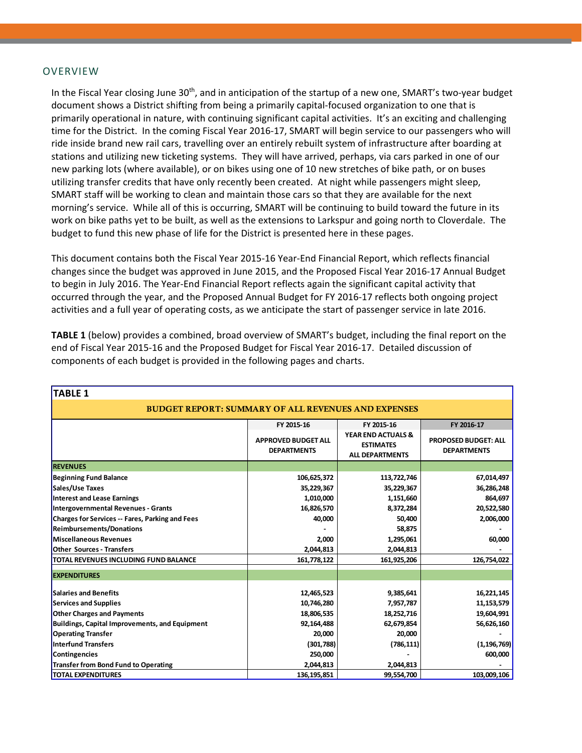## OVERVIEW

In the Fiscal Year closing June 30th, and in anticipation of the startup of a new one, SMART's two-year budget document shows a District shifting from being a primarily capital-focused organization to one that is primarily operational in nature, with continuing significant capital activities. It's an exciting and challenging time for the District. In the coming Fiscal Year 2016-17, SMART will begin service to our passengers who will ride inside brand new rail cars, travelling over an entirely rebuilt system of infrastructure after boarding at stations and utilizing new ticketing systems. They will have arrived, perhaps, via cars parked in one of our new parking lots (where available), or on bikes using one of 10 new stretches of bike path, or on buses utilizing transfer credits that have only recently been created. At night while passengers might sleep, SMART staff will be working to clean and maintain those cars so that they are available for the next morning's service. While all of this is occurring, SMART will be continuing to build toward the future in its work on bike paths yet to be built, as well as the extensions to Larkspur and going north to Cloverdale. The budget to fund this new phase of life for the District is presented here in these pages.

This document contains both the Fiscal Year 2015-16 Year-End Financial Report, which reflects financial changes since the budget was approved in June 2015, and the Proposed Fiscal Year 2016-17 Annual Budget to begin in July 2016. The Year-End Financial Report reflects again the significant capital activity that occurred through the year, and the Proposed Annual Budget for FY 2016-17 reflects both ongoing project activities and a full year of operating costs, as we anticipate the start of passenger service in late 2016.

**TABLE 1** (below) provides a combined, broad overview of SMART's budget, including the final report on the end of Fiscal Year 2015-16 and the Proposed Budget for Fiscal Year 2016-17. Detailed discussion of components of each budget is provided in the following pages and charts.

**TABLE 1**

**BUDGET REPORT: SUMMARY OF ALL REVENUES AND EXPENSES**

| | FY 2015-16 APPROVED BUDGET ALL DEPARTMENTS | FY 2015-16 YEAR END ACTUALS & ESTIMATES ALL DEPARTMENTS | FY 2016-17 PROPOSED BUDGET: ALL DEPARTMENTS |
|---|---|---|---|
| **REVENUES** | | | |
| **Beginning Fund Balance** | 106,625,372 | 113,722,746 | 67,014,497 |
| **Sales/Use Taxes** | 35,229,367 | 35,229,367 | 36,286,248 |
| **Interest and Lease Earnings** | 1,010,000 | 1,151,660 | 864,697 |
| **Intergovernmental Revenues - Grants** | 16,826,570 | 8,372,284 | 20,522,580 |
| **Charges for Services -- Fares, Parking and Fees** | 40,000 | 50,400 | 2,006,000 |
| **Reimbursements/Donations** | - | 58,875 | - |
| **Miscellaneous Revenues** | 2,000 | 1,295,061 | 60,000 |
| **Other Sources - Transfers** | 2,044,813 | 2,044,813 | - |
| **TOTAL REVENUES INCLUDING FUND BALANCE** | 161,778,122 | 161,925,206 | 126,754,022 |
| **EXPENDITURES** | | | |
| **Salaries and Benefits** | 12,465,523 | 9,385,641 | 16,221,145 |
| **Services and Supplies** | 10,746,280 | 7,957,787 | 11,153,579 |
| **Other Charges and Payments** | 18,806,535 | 18,252,716 | 19,604,991 |
| **Buildings, Capital Improvements, and Equipment** | 92,164,488 | 62,679,854 | 56,626,160 |
| **Operating Transfer** | 20,000 | 20,000 | - |
| **Interfund Transfers** | (301,788) | (786,111) | (1,196,769) |
| **Contingencies** | 250,000 | - | 600,000 |
| **Transfer from Bond Fund to Operating** | 2,044,813 | 2,044,813 | - |
| **TOTAL EXPENDITURES** | 136,195,851 | 99,554,700 | 103,009,106 |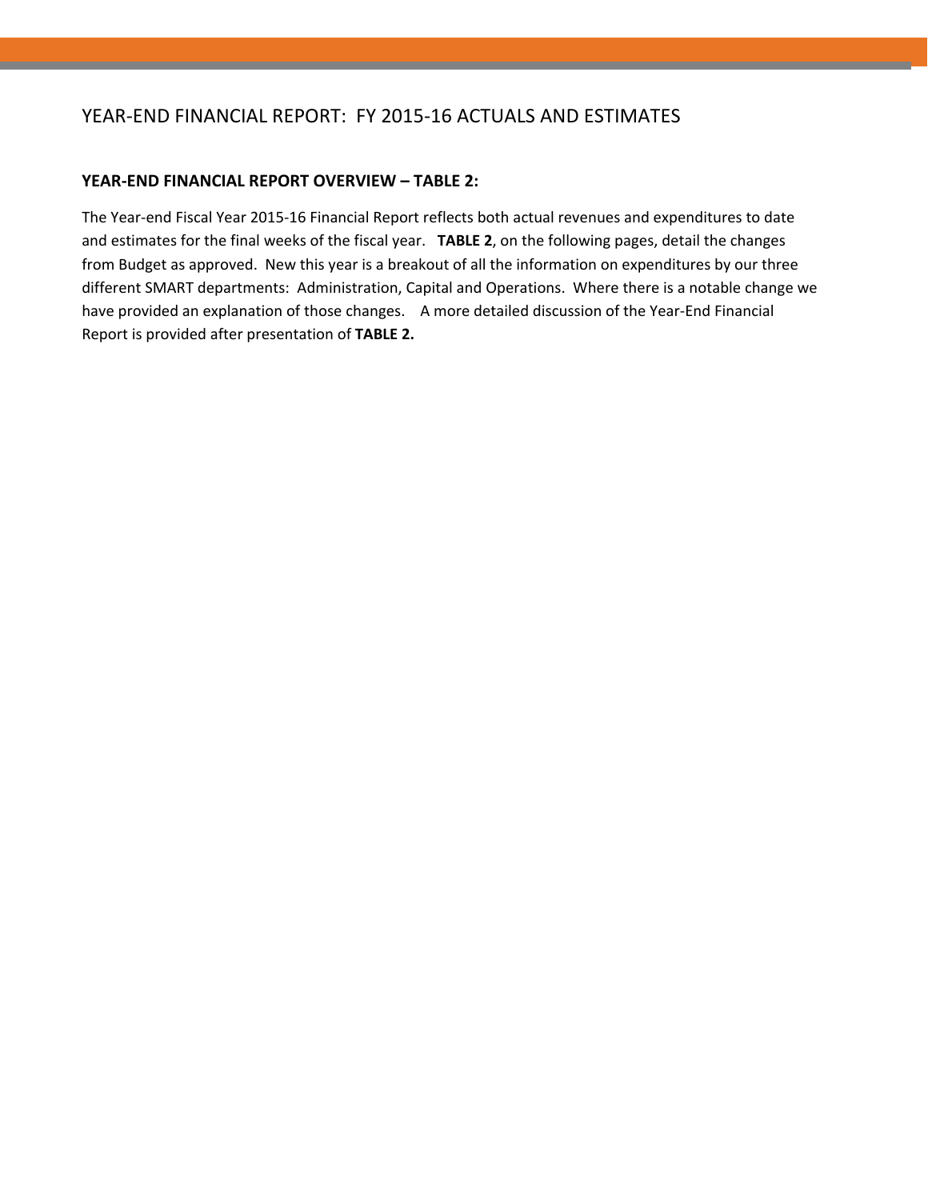# YEAR-END FINANCIAL REPORT: FY 2015-16 ACTUALS AND ESTIMATES

**YEAR-END FINANCIAL REPORT OVERVIEW – TABLE 2:**

The Year-end Fiscal Year 2015-16 Financial Report reflects both actual revenues and expenditures to date and estimates for the final weeks of the fiscal year. **TABLE 2**, on the following pages, detail the changes from Budget as approved. New this year is a breakout of all the information on expenditures by our three different SMART departments: Administration, Capital and Operations. Where there is a notable change we have provided an explanation of those changes. A more detailed discussion of the Year-End Financial Report is provided after presentation of **TABLE 2.**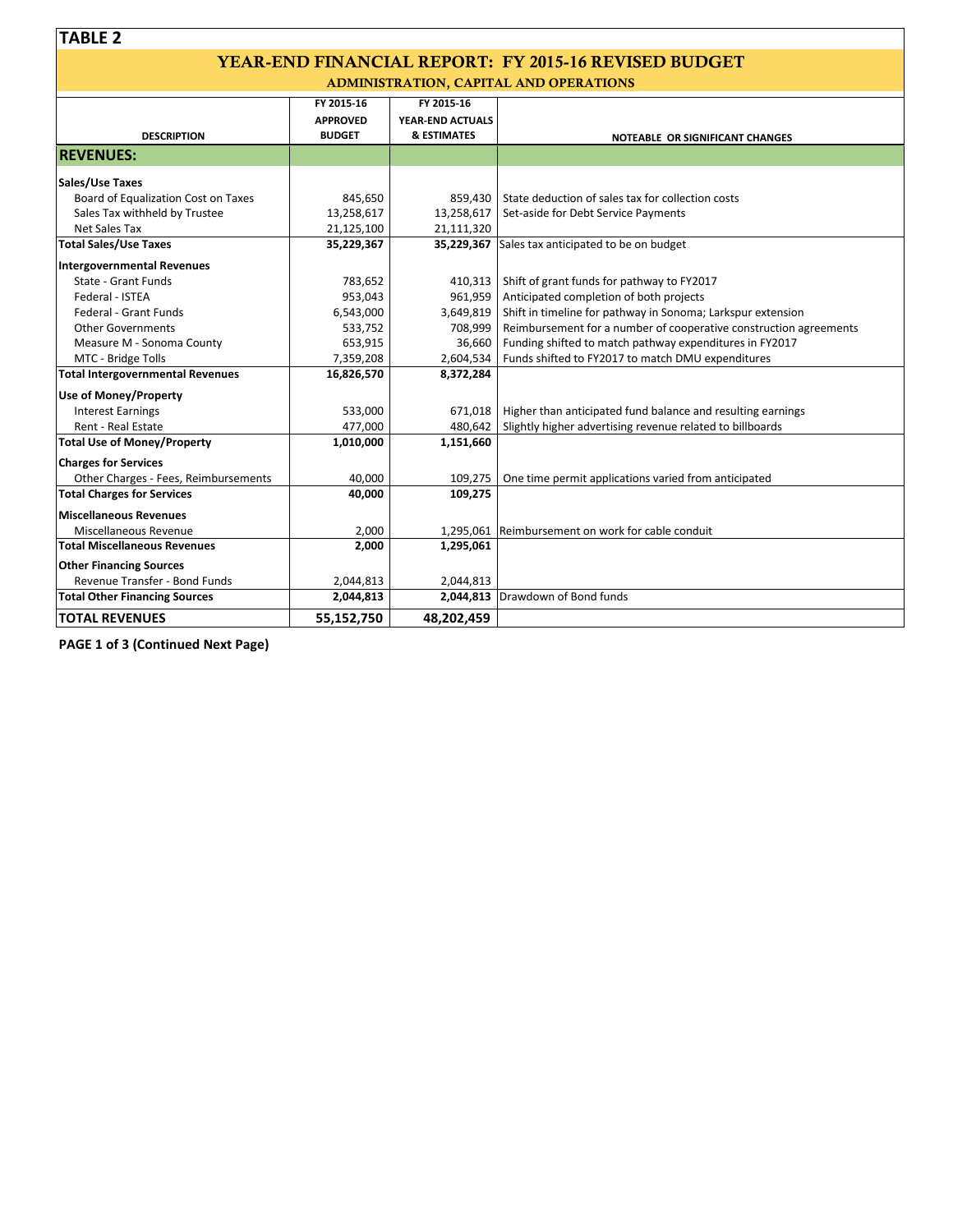## TABLE 2

# YEAR-END FINANCIAL REPORT: FY 2015-16 REVISED BUDGET

### ADMINISTRATION, CAPITAL AND OPERATIONS

| DESCRIPTION | FY 2015-16 APPROVED BUDGET | FY 2015-16 YEAR-END ACTUALS & ESTIMATES | NOTEABLE OR SIGNIFICANT CHANGES |
|---|---|---|---|
| **REVENUES:** | | | |
| **Sales/Use Taxes** | | | |
| Board of Equalization Cost on Taxes | 845,650 | 859,430 | State deduction of sales tax for collection costs |
| Sales Tax withheld by Trustee | 13,258,617 | 13,258,617 | Set-aside for Debt Service Payments |
| Net Sales Tax | 21,125,100 | 21,111,320 | |
| **Total Sales/Use Taxes** | **35,229,367** | **35,229,367** | Sales tax anticipated to be on budget |
| **Intergovernmental Revenues** | | | |
| State - Grant Funds | 783,652 | 410,313 | Shift of grant funds for pathway to FY2017 |
| Federal - ISTEA | 953,043 | 961,959 | Anticipated completion of both projects |
| Federal - Grant Funds | 6,543,000 | 3,649,819 | Shift in timeline for pathway in Sonoma; Larkspur extension |
| Other Governments | 533,752 | 708,999 | Reimbursement for a number of cooperative construction agreements |
| Measure M - Sonoma County | 653,915 | 36,660 | Funding shifted to match pathway expenditures in FY2017 |
| MTC - Bridge Tolls | 7,359,208 | 2,604,534 | Funds shifted to FY2017 to match DMU expenditures |
| **Total Intergovernmental Revenues** | **16,826,570** | **8,372,284** | |
| **Use of Money/Property** | | | |
| Interest Earnings | 533,000 | 671,018 | Higher than anticipated fund balance and resulting earnings |
| Rent - Real Estate | 477,000 | 480,642 | Slightly higher advertising revenue related to billboards |
| **Total Use of Money/Property** | **1,010,000** | **1,151,660** | |
| **Charges for Services** | | | |
| Other Charges - Fees, Reimbursements | 40,000 | 109,275 | One time permit applications varied from anticipated |
| **Total Charges for Services** | **40,000** | **109,275** | |
| **Miscellaneous Revenues** | | | |
| Miscellaneous Revenue | 2,000 | 1,295,061 | Reimbursement on work for cable conduit |
| **Total Miscellaneous Revenues** | **2,000** | **1,295,061** | |
| **Other Financing Sources** | | | |
| Revenue Transfer - Bond Funds | 2,044,813 | 2,044,813 | |
| **Total Other Financing Sources** | **2,044,813** | **2,044,813** | Drawdown of Bond funds |
| **TOTAL REVENUES** | **55,152,750** | **48,202,459** | |

**PAGE 1 of 3 (Continued Next Page)**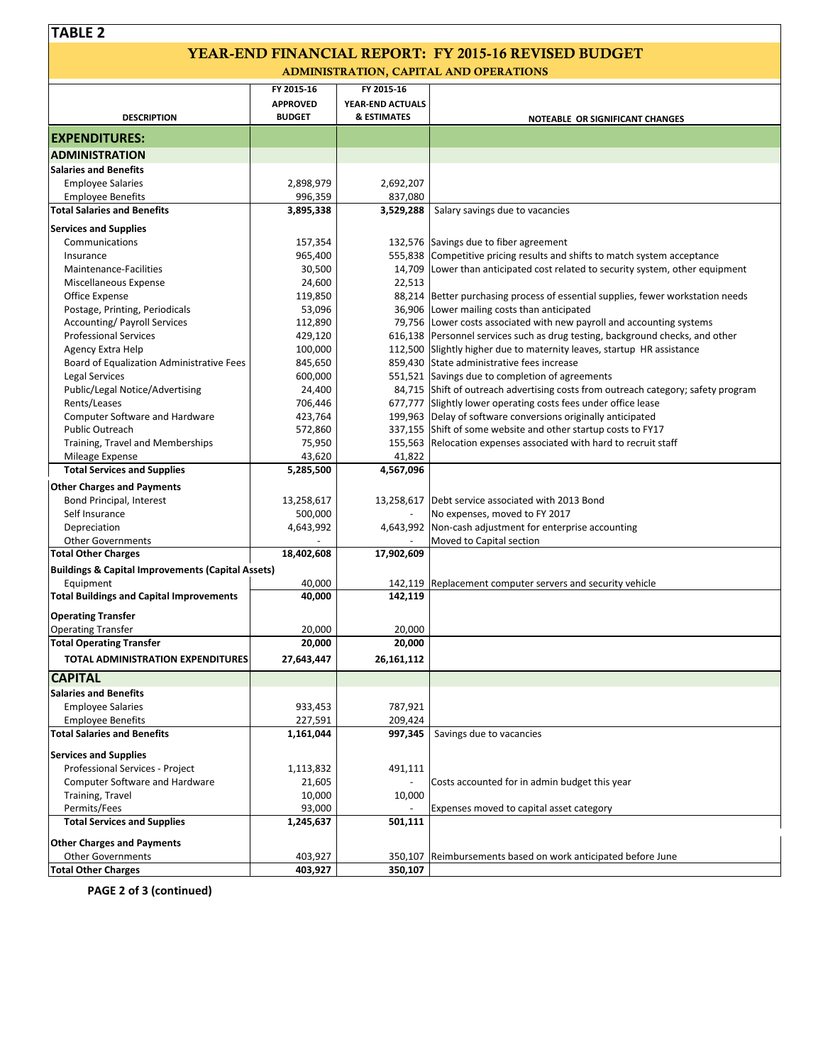**TABLE 2**

# YEAR-END FINANCIAL REPORT: FY 2015-16 REVISED BUDGET

## ADMINISTRATION, CAPITAL AND OPERATIONS

| DESCRIPTION | FY 2015-16 APPROVED BUDGET | FY 2015-16 YEAR-END ACTUALS & ESTIMATES | NOTEABLE OR SIGNIFICANT CHANGES |
|---|---|---|---|
| **EXPENDITURES:** | | | |
| **ADMINISTRATION** | | | |
| **Salaries and Benefits** | | | |
| Employee Salaries | 2,898,979 | 2,692,207 | |
| Employee Benefits | 996,359 | 837,080 | |
| **Total Salaries and Benefits** | **3,895,338** | **3,529,288** | Salary savings due to vacancies |
| **Services and Supplies** | | | |
| Communications | 157,354 | 132,576 | Savings due to fiber agreement |
| Insurance | 965,400 | 555,838 | Competitive pricing results and shifts to match system acceptance |
| Maintenance-Facilities | 30,500 | 14,709 | Lower than anticipated cost related to security system, other equipment |
| Miscellaneous Expense | 24,600 | 22,513 | |
| Office Expense | 119,850 | 88,214 | Better purchasing process of essential supplies, fewer workstation needs |
| Postage, Printing, Periodicals | 53,096 | 36,906 | Lower mailing costs than anticipated |
| Accounting/ Payroll Services | 112,890 | 79,756 | Lower costs associated with new payroll and accounting systems |
| Professional Services | 429,120 | 616,138 | Personnel services such as drug testing, background checks, and other |
| Agency Extra Help | 100,000 | 112,500 | Slightly higher due to maternity leaves, startup HR assistance |
| Board of Equalization Administrative Fees | 845,650 | 859,430 | State administrative fees increase |
| Legal Services | 600,000 | 551,521 | Savings due to completion of agreements |
| Public/Legal Notice/Advertising | 24,400 | 84,715 | Shift of outreach advertising costs from outreach category; safety program |
| Rents/Leases | 706,446 | 677,777 | Slightly lower operating costs fees under office lease |
| Computer Software and Hardware | 423,764 | 199,963 | Delay of software conversions originally anticipated |
| Public Outreach | 572,860 | 337,155 | Shift of some website and other startup costs to FY17 |
| Training, Travel and Memberships | 75,950 | 155,563 | Relocation expenses associated with hard to recruit staff |
| Mileage Expense | 43,620 | 41,822 | |
| **Total Services and Supplies** | **5,285,500** | **4,567,096** | |
| **Other Charges and Payments** | | | |
| Bond Principal, Interest | 13,258,617 | 13,258,617 | Debt service associated with 2013 Bond |
| Self Insurance | 500,000 | - | No expenses, moved to FY 2017 |
| Depreciation | 4,643,992 | 4,643,992 | Non-cash adjustment for enterprise accounting |
| Other Governments | - | - | Moved to Capital section |
| **Total Other Charges** | **18,402,608** | **17,902,609** | |
| **Buildings & Capital Improvements (Capital Assets)** | | | |
| Equipment | 40,000 | 142,119 | Replacement computer servers and security vehicle |
| **Total Buildings and Capital Improvements** | **40,000** | **142,119** | |
| **Operating Transfer** | | | |
| Operating Transfer | 20,000 | 20,000 | |
| **Total Operating Transfer** | **20,000** | **20,000** | |
| **TOTAL ADMINISTRATION EXPENDITURES** | **27,643,447** | **26,161,112** | |
| **CAPITAL** | | | |
| **Salaries and Benefits** | | | |
| Employee Salaries | 933,453 | 787,921 | |
| Employee Benefits | 227,591 | 209,424 | |
| **Total Salaries and Benefits** | **1,161,044** | **997,345** | Savings due to vacancies |
| **Services and Supplies** | | | |
| Professional Services - Project | 1,113,832 | 491,111 | |
| Computer Software and Hardware | 21,605 | - | Costs accounted for in admin budget this year |
| Training, Travel | 10,000 | 10,000 | |
| Permits/Fees | 93,000 | - | Expenses moved to capital asset category |
| **Total Services and Supplies** | **1,245,637** | **501,111** | |
| **Other Charges and Payments** | | | |
| Other Governments | 403,927 | 350,107 | Reimbursements based on work anticipated before June |
| **Total Other Charges** | **403,927** | **350,107** | |

**PAGE 2 of 3 (continued)**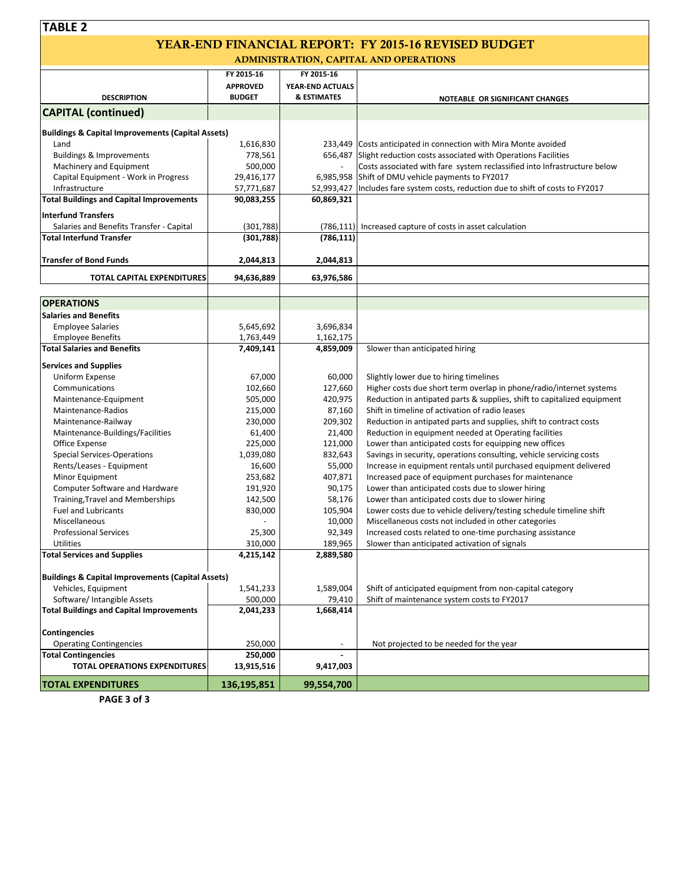## TABLE 2

# YEAR-END FINANCIAL REPORT: FY 2015-16 REVISED BUDGET

### ADMINISTRATION, CAPITAL AND OPERATIONS

| DESCRIPTION | FY 2015-16 APPROVED BUDGET | FY 2015-16 YEAR-END ACTUALS & ESTIMATES | NOTEABLE OR SIGNIFICANT CHANGES |
|---|---|---|---|
| **CAPITAL (continued)** | | | |
| **Buildings & Capital Improvements (Capital Assets)** | | | |
| Land | 1,616,830 | 233,449 | Costs anticipated in connection with Mira Monte avoided |
| Buildings & Improvements | 778,561 | 656,487 | Slight reduction costs associated with Operations Facilities |
| Machinery and Equipment | 500,000 | - | Costs associated with fare system reclassified into Infrastructure below |
| Capital Equipment - Work in Progress | 29,416,177 | 6,985,958 | Shift of DMU vehicle payments to FY2017 |
| Infrastructure | 57,771,687 | 52,993,427 | Includes fare system costs, reduction due to shift of costs to FY2017 |
| **Total Buildings and Capital Improvements** | **90,083,255** | **60,869,321** | |
| **Interfund Transfers** | | | |
| Salaries and Benefits Transfer - Capital | (301,788) | (786,111) | Increased capture of costs in asset calculation |
| **Total Interfund Transfer** | **(301,788)** | **(786,111)** | |
| **Transfer of Bond Funds** | **2,044,813** | **2,044,813** | |
| **TOTAL CAPITAL EXPENDITURES** | **94,636,889** | **63,976,586** | |
| **OPERATIONS** | | | |
| **Salaries and Benefits** | | | |
| Employee Salaries | 5,645,692 | 3,696,834 | |
| Employee Benefits | 1,763,449 | 1,162,175 | |
| **Total Salaries and Benefits** | **7,409,141** | **4,859,009** | Slower than anticipated hiring |
| **Services and Supplies** | | | |
| Uniform Expense | 67,000 | 60,000 | Slightly lower due to hiring timelines |
| Communications | 102,660 | 127,660 | Higher costs due short term overlap in phone/radio/internet systems |
| Maintenance-Equipment | 505,000 | 420,975 | Reduction in antipated parts & supplies, shift to capitalized equipment |
| Maintenance-Radios | 215,000 | 87,160 | Shift in timeline of activation of radio leases |
| Maintenance-Railway | 230,000 | 209,302 | Reduction in antipated parts and supplies, shift to contract costs |
| Maintenance-Buildings/Facilities | 61,400 | 21,400 | Reduction in equipment needed at Operating facilities |
| Office Expense | 225,000 | 121,000 | Lower than anticipated costs for equipping new offices |
| Special Services-Operations | 1,039,080 | 832,643 | Savings in security, operations consulting, vehicle servicing costs |
| Rents/Leases - Equipment | 16,600 | 55,000 | Increase in equipment rentals until purchased equipment delivered |
| Minor Equipment | 253,682 | 407,871 | Increased pace of equipment purchases for maintenance |
| Computer Software and Hardware | 191,920 | 90,175 | Lower than anticipated costs due to slower hiring |
| Training,Travel and Memberships | 142,500 | 58,176 | Lower than anticipated costs due to slower hiring |
| Fuel and Lubricants | 830,000 | 105,904 | Lower costs due to vehicle delivery/testing schedule timeline shift |
| Miscellaneous | - | 10,000 | Miscellaneous costs not included in other categories |
| Professional Services | 25,300 | 92,349 | Increased costs related to one-time purchasing assistance |
| Utilities | 310,000 | 189,965 | Slower than anticipated activation of signals |
| **Total Services and Supplies** | **4,215,142** | **2,889,580** | |
| **Buildings & Capital Improvements (Capital Assets)** | | | |
| Vehicles, Equipment | 1,541,233 | 1,589,004 | Shift of anticipated equipment from non-capital category |
| Software/ Intangible Assets | 500,000 | 79,410 | Shift of maintenance system costs to FY2017 |
| **Total Buildings and Capital Improvements** | **2,041,233** | **1,668,414** | |
| **Contingencies** | | | |
| Operating Contingencies | 250,000 | - | Not projected to be needed for the year |
| **Total Contingencies** | **250,000** | **-** | |
| **TOTAL OPERATIONS EXPENDITURES** | **13,915,516** | **9,417,003** | |
| **TOTAL EXPENDITURES** | **136,195,851** | **99,554,700** | |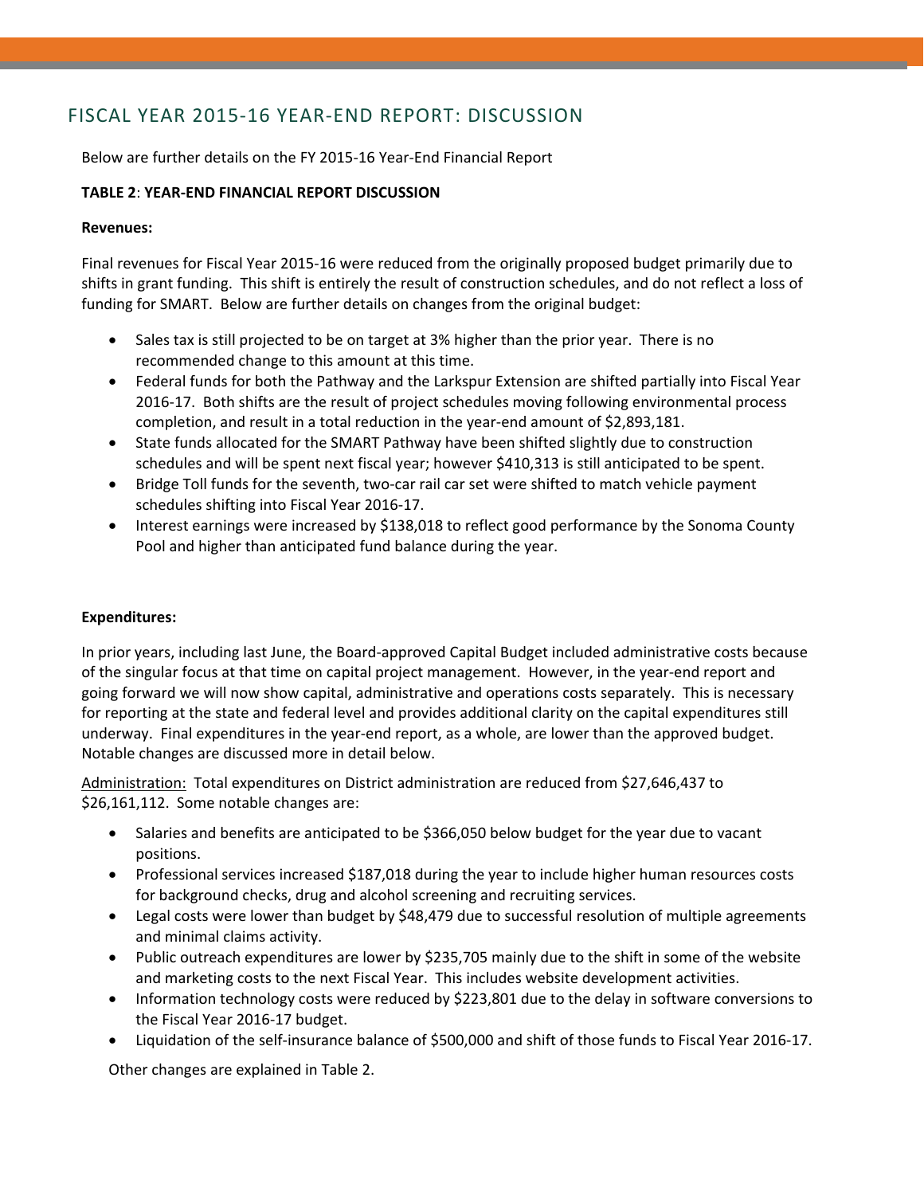## FISCAL YEAR 2015-16 YEAR-END REPORT: DISCUSSION

Below are further details on the FY 2015-16 Year-End Financial Report

**TABLE 2**: **YEAR-END FINANCIAL REPORT DISCUSSION**

**Revenues:**

Final revenues for Fiscal Year 2015-16 were reduced from the originally proposed budget primarily due to shifts in grant funding. This shift is entirely the result of construction schedules, and do not reflect a loss of funding for SMART. Below are further details on changes from the original budget:

- Sales tax is still projected to be on target at 3% higher than the prior year. There is no recommended change to this amount at this time.
- Federal funds for both the Pathway and the Larkspur Extension are shifted partially into Fiscal Year 2016-17. Both shifts are the result of project schedules moving following environmental process completion, and result in a total reduction in the year-end amount of $2,893,181.
- State funds allocated for the SMART Pathway have been shifted slightly due to construction schedules and will be spent next fiscal year; however $410,313 is still anticipated to be spent.
- Bridge Toll funds for the seventh, two-car rail car set were shifted to match vehicle payment schedules shifting into Fiscal Year 2016-17.
- Interest earnings were increased by $138,018 to reflect good performance by the Sonoma County Pool and higher than anticipated fund balance during the year.

**Expenditures:**

In prior years, including last June, the Board-approved Capital Budget included administrative costs because of the singular focus at that time on capital project management. However, in the year-end report and going forward we will now show capital, administrative and operations costs separately. This is necessary for reporting at the state and federal level and provides additional clarity on the capital expenditures still underway. Final expenditures in the year-end report, as a whole, are lower than the approved budget. Notable changes are discussed more in detail below.

<u>Administration:</u> Total expenditures on District administration are reduced from $27,646,437 to $26,161,112. Some notable changes are:

- Salaries and benefits are anticipated to be $366,050 below budget for the year due to vacant positions.
- Professional services increased $187,018 during the year to include higher human resources costs for background checks, drug and alcohol screening and recruiting services.
- Legal costs were lower than budget by $48,479 due to successful resolution of multiple agreements and minimal claims activity.
- Public outreach expenditures are lower by $235,705 mainly due to the shift in some of the website and marketing costs to the next Fiscal Year. This includes website development activities.
- Information technology costs were reduced by $223,801 due to the delay in software conversions to the Fiscal Year 2016-17 budget.
- Liquidation of the self-insurance balance of $500,000 and shift of those funds to Fiscal Year 2016-17.

Other changes are explained in Table 2.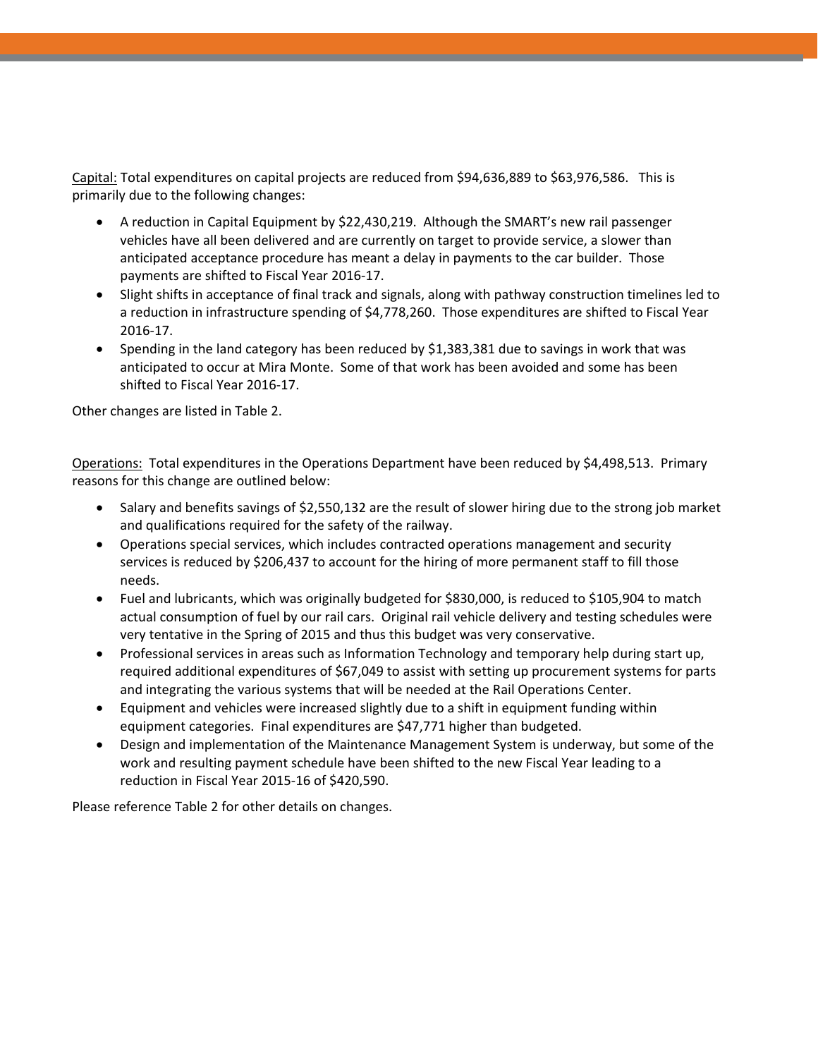<u>Capital:</u> Total expenditures on capital projects are reduced from $94,636,889 to $63,976,586. This is primarily due to the following changes:

- A reduction in Capital Equipment by $22,430,219. Although the SMART's new rail passenger vehicles have all been delivered and are currently on target to provide service, a slower than anticipated acceptance procedure has meant a delay in payments to the car builder. Those payments are shifted to Fiscal Year 2016-17.
- Slight shifts in acceptance of final track and signals, along with pathway construction timelines led to a reduction in infrastructure spending of $4,778,260. Those expenditures are shifted to Fiscal Year 2016-17.
- Spending in the land category has been reduced by $1,383,381 due to savings in work that was anticipated to occur at Mira Monte. Some of that work has been avoided and some has been shifted to Fiscal Year 2016-17.

Other changes are listed in Table 2.

<u>Operations:</u> Total expenditures in the Operations Department have been reduced by $4,498,513. Primary reasons for this change are outlined below:

- Salary and benefits savings of $2,550,132 are the result of slower hiring due to the strong job market and qualifications required for the safety of the railway.
- Operations special services, which includes contracted operations management and security services is reduced by $206,437 to account for the hiring of more permanent staff to fill those needs.
- Fuel and lubricants, which was originally budgeted for $830,000, is reduced to $105,904 to match actual consumption of fuel by our rail cars. Original rail vehicle delivery and testing schedules were very tentative in the Spring of 2015 and thus this budget was very conservative.
- Professional services in areas such as Information Technology and temporary help during start up, required additional expenditures of $67,049 to assist with setting up procurement systems for parts and integrating the various systems that will be needed at the Rail Operations Center.
- Equipment and vehicles were increased slightly due to a shift in equipment funding within equipment categories. Final expenditures are $47,771 higher than budgeted.
- Design and implementation of the Maintenance Management System is underway, but some of the work and resulting payment schedule have been shifted to the new Fiscal Year leading to a reduction in Fiscal Year 2015-16 of $420,590.

Please reference Table 2 for other details on changes.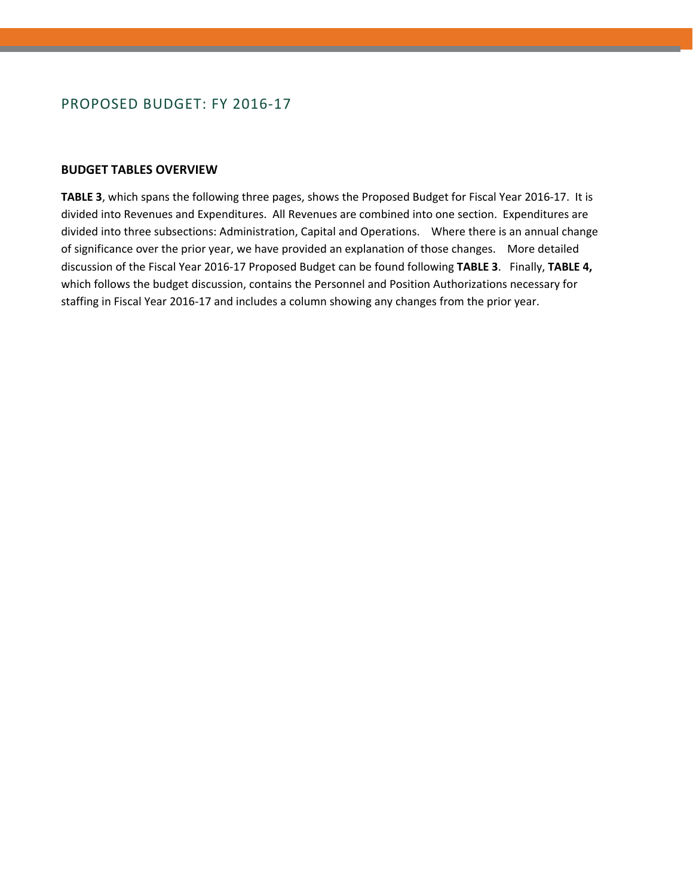## PROPOSED BUDGET: FY 2016-17

### BUDGET TABLES OVERVIEW

**TABLE 3**, which spans the following three pages, shows the Proposed Budget for Fiscal Year 2016-17. It is divided into Revenues and Expenditures. All Revenues are combined into one section. Expenditures are divided into three subsections: Administration, Capital and Operations. Where there is an annual change of significance over the prior year, we have provided an explanation of those changes. More detailed discussion of the Fiscal Year 2016-17 Proposed Budget can be found following **TABLE 3**. Finally, **TABLE 4,** which follows the budget discussion, contains the Personnel and Position Authorizations necessary for staffing in Fiscal Year 2016-17 and includes a column showing any changes from the prior year.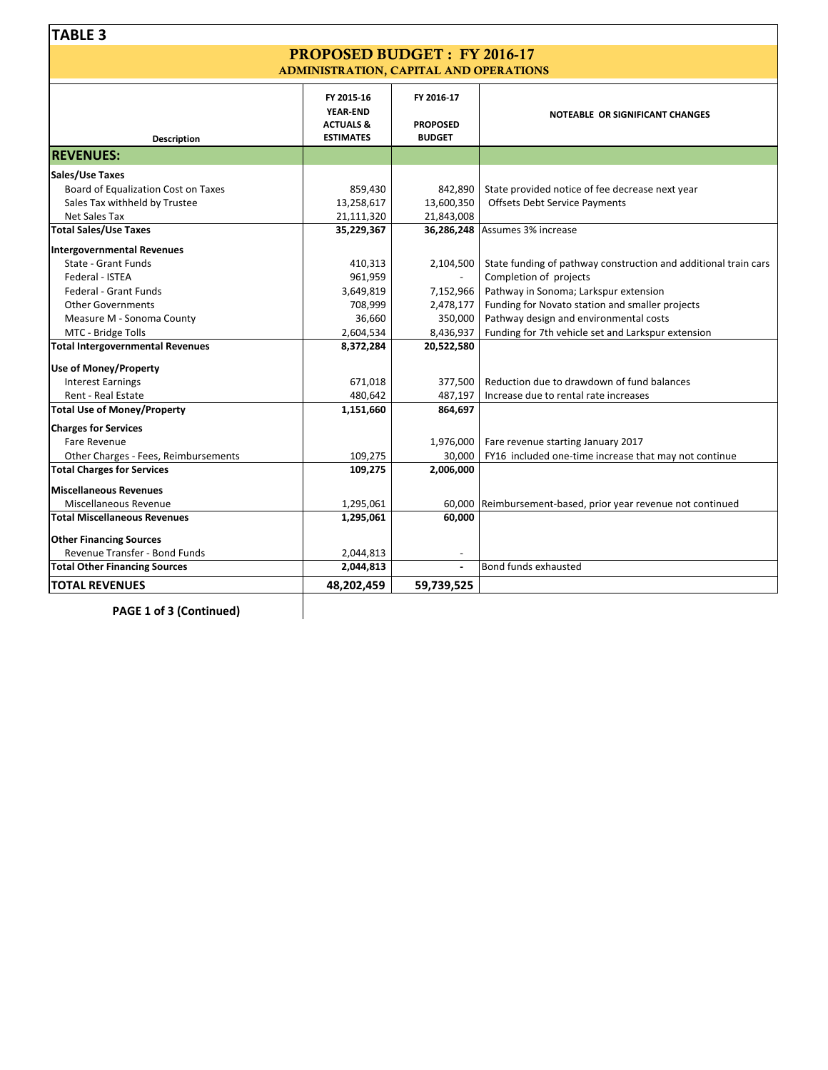# TABLE 3

## PROPOSED BUDGET : FY 2016-17

### ADMINISTRATION, CAPITAL AND OPERATIONS

| Description | FY 2015-16 YEAR-END ACTUALS & ESTIMATES | FY 2016-17 PROPOSED BUDGET | NOTEABLE OR SIGNIFICANT CHANGES |
|---|---|---|---|
| **REVENUES:** | | | |
| **Sales/Use Taxes** | | | |
| Board of Equalization Cost on Taxes | 859,430 | 842,890 | State provided notice of fee decrease next year |
| Sales Tax withheld by Trustee | 13,258,617 | 13,600,350 | Offsets Debt Service Payments |
| Net Sales Tax | 21,111,320 | 21,843,008 | |
| **Total Sales/Use Taxes** | **35,229,367** | **36,286,248** | Assumes 3% increase |
| **Intergovernmental Revenues** | | | |
| State - Grant Funds | 410,313 | 2,104,500 | State funding of pathway construction and additional train cars |
| Federal - ISTEA | 961,959 | - | Completion of projects |
| Federal - Grant Funds | 3,649,819 | 7,152,966 | Pathway in Sonoma; Larkspur extension |
| Other Governments | 708,999 | 2,478,177 | Funding for Novato station and smaller projects |
| Measure M - Sonoma County | 36,660 | 350,000 | Pathway design and environmental costs |
| MTC - Bridge Tolls | 2,604,534 | 8,436,937 | Funding for 7th vehicle set and Larkspur extension |
| **Total Intergovernmental Revenues** | **8,372,284** | **20,522,580** | |
| **Use of Money/Property** | | | |
| Interest Earnings | 671,018 | 377,500 | Reduction due to drawdown of fund balances |
| Rent - Real Estate | 480,642 | 487,197 | Increase due to rental rate increases |
| **Total Use of Money/Property** | **1,151,660** | **864,697** | |
| **Charges for Services** | | | |
| Fare Revenue | | 1,976,000 | Fare revenue starting January 2017 |
| Other Charges - Fees, Reimbursements | 109,275 | 30,000 | FY16 included one-time increase that may not continue |
| **Total Charges for Services** | **109,275** | **2,006,000** | |
| **Miscellaneous Revenues** | | | |
| Miscellaneous Revenue | 1,295,061 | 60,000 | Reimbursement-based, prior year revenue not continued |
| **Total Miscellaneous Revenues** | **1,295,061** | **60,000** | |
| **Other Financing Sources** | | | |
| Revenue Transfer - Bond Funds | 2,044,813 | - | |
| **Total Other Financing Sources** | **2,044,813** | **-** | Bond funds exhausted |
| **TOTAL REVENUES** | **48,202,459** | **59,739,525** | |

**PAGE 1 of 3 (Continued)**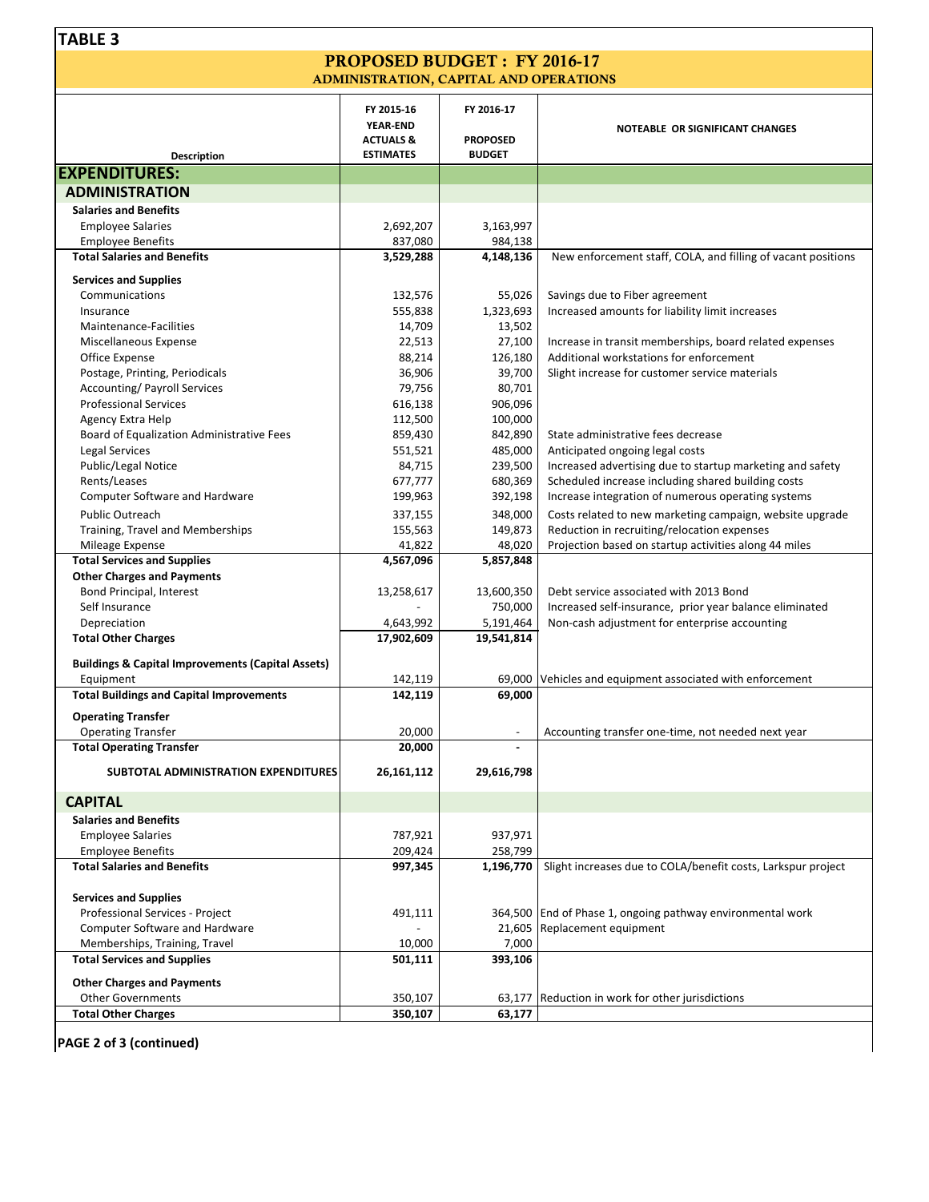## TABLE 3

# PROPOSED BUDGET : FY 2016-17

### ADMINISTRATION, CAPITAL AND OPERATIONS

| Description | FY 2015-16 YEAR-END ACTUALS & ESTIMATES | FY 2016-17 PROPOSED BUDGET | NOTEABLE OR SIGNIFICANT CHANGES |
|---|---|---|---|
| **EXPENDITURES:** | | | |
| **ADMINISTRATION** | | | |
| **Salaries and Benefits** | | | |
| Employee Salaries | 2,692,207 | 3,163,997 | |
| Employee Benefits | 837,080 | 984,138 | |
| **Total Salaries and Benefits** | **3,529,288** | **4,148,136** | New enforcement staff, COLA, and filling of vacant positions |
| **Services and Supplies** | | | |
| Communications | 132,576 | 55,026 | Savings due to Fiber agreement |
| Insurance | 555,838 | 1,323,693 | Increased amounts for liability limit increases |
| Maintenance-Facilities | 14,709 | 13,502 | |
| Miscellaneous Expense | 22,513 | 27,100 | Increase in transit memberships, board related expenses |
| Office Expense | 88,214 | 126,180 | Additional workstations for enforcement |
| Postage, Printing, Periodicals | 36,906 | 39,700 | Slight increase for customer service materials |
| Accounting/ Payroll Services | 79,756 | 80,701 | |
| Professional Services | 616,138 | 906,096 | |
| Agency Extra Help | 112,500 | 100,000 | |
| Board of Equalization Administrative Fees | 859,430 | 842,890 | State administrative fees decrease |
| Legal Services | 551,521 | 485,000 | Anticipated ongoing legal costs |
| Public/Legal Notice | 84,715 | 239,500 | Increased advertising due to startup marketing and safety |
| Rents/Leases | 677,777 | 680,369 | Scheduled increase including shared building costs |
| Computer Software and Hardware | 199,963 | 392,198 | Increase integration of numerous operating systems |
| Public Outreach | 337,155 | 348,000 | Costs related to new marketing campaign, website upgrade |
| Training, Travel and Memberships | 155,563 | 149,873 | Reduction in recruiting/relocation expenses |
| Mileage Expense | 41,822 | 48,020 | Projection based on startup activities along 44 miles |
| **Total Services and Supplies** | **4,567,096** | **5,857,848** | |
| **Other Charges and Payments** | | | |
| Bond Principal, Interest | 13,258,617 | 13,600,350 | Debt service associated with 2013 Bond |
| Self Insurance | - | 750,000 | Increased self-insurance, prior year balance eliminated |
| Depreciation | 4,643,992 | 5,191,464 | Non-cash adjustment for enterprise accounting |
| **Total Other Charges** | **17,902,609** | **19,541,814** | |
| **Buildings & Capital Improvements (Capital Assets)** | | | |
| Equipment | 142,119 | 69,000 | Vehicles and equipment associated with enforcement |
| **Total Buildings and Capital Improvements** | **142,119** | **69,000** | |
| **Operating Transfer** | | | |
| Operating Transfer | 20,000 | - | Accounting transfer one-time, not needed next year |
| **Total Operating Transfer** | **20,000** | **-** | |
| **SUBTOTAL ADMINISTRATION EXPENDITURES** | **26,161,112** | **29,616,798** | |
| **CAPITAL** | | | |
| **Salaries and Benefits** | | | |
| Employee Salaries | 787,921 | 937,971 | |
| Employee Benefits | 209,424 | 258,799 | |
| **Total Salaries and Benefits** | **997,345** | **1,196,770** | Slight increases due to COLA/benefit costs, Larkspur project |
| **Services and Supplies** | | | |
| Professional Services - Project | 491,111 | 364,500 | End of Phase 1, ongoing pathway environmental work |
| Computer Software and Hardware | - | 21,605 | Replacement equipment |
| Memberships, Training, Travel | 10,000 | 7,000 | |
| **Total Services and Supplies** | **501,111** | **393,106** | |
| **Other Charges and Payments** | | | |
| Other Governments | 350,107 | 63,177 | Reduction in work for other jurisdictions |
| **Total Other Charges** | **350,107** | **63,177** | |

**PAGE 2 of 3 (continued)**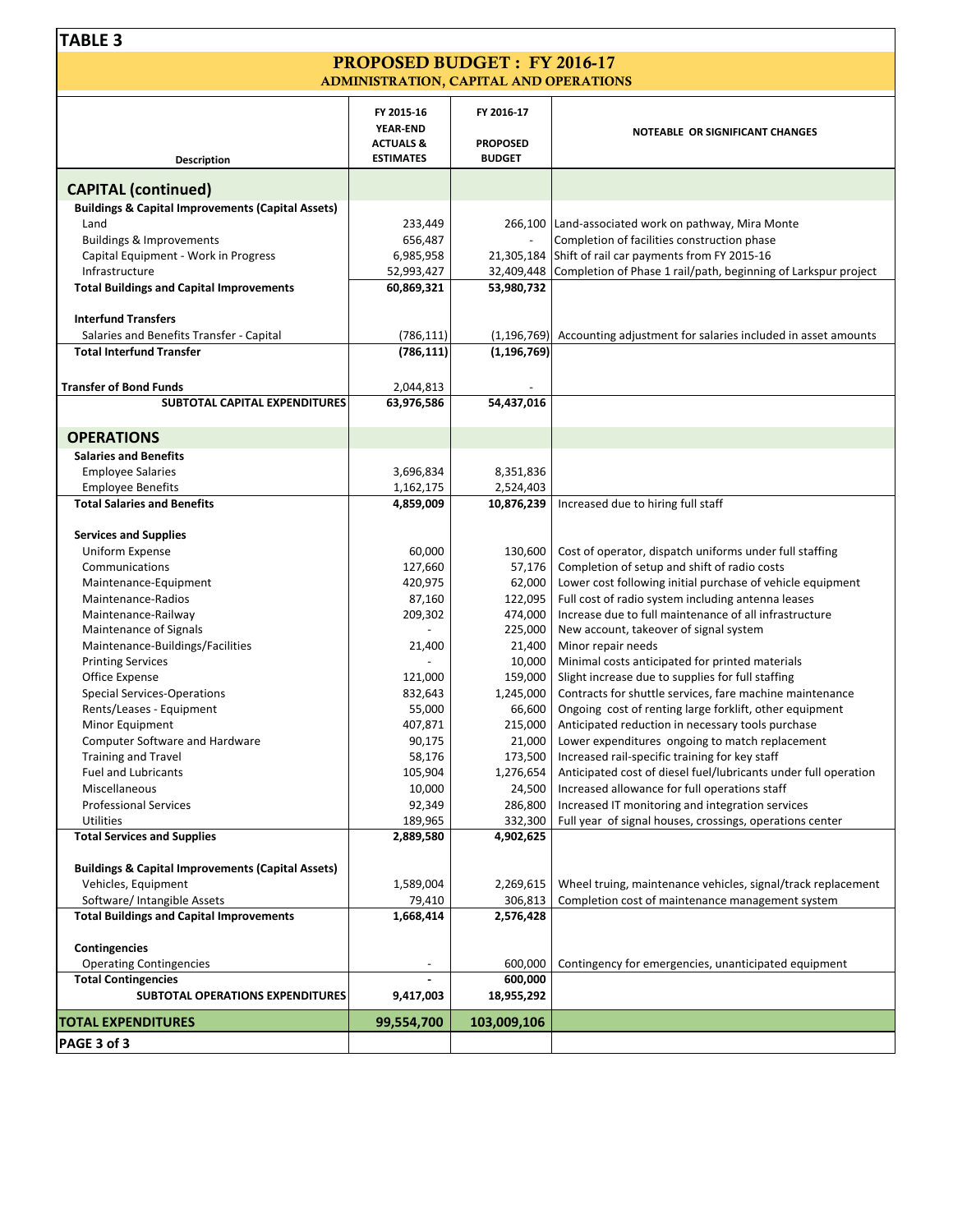**TABLE 3**

## PROPOSED BUDGET : FY 2016-17
### ADMINISTRATION, CAPITAL AND OPERATIONS

| Description | FY 2015-16 YEAR-END ACTUALS & ESTIMATES | FY 2016-17 PROPOSED BUDGET | NOTEABLE OR SIGNIFICANT CHANGES |
|---|---|---|---|
| **CAPITAL (continued)** | | | |
| **Buildings & Capital Improvements (Capital Assets)** | | | |
| Land | 233,449 | 266,100 | Land-associated work on pathway, Mira Monte |
| Buildings & Improvements | 656,487 | - | Completion of facilities construction phase |
| Capital Equipment - Work in Progress | 6,985,958 | 21,305,184 | Shift of rail car payments from FY 2015-16 |
| Infrastructure | 52,993,427 | 32,409,448 | Completion of Phase 1 rail/path, beginning of Larkspur project |
| **Total Buildings and Capital Improvements** | **60,869,321** | **53,980,732** | |
| **Interfund Transfers** | | | |
| Salaries and Benefits Transfer - Capital | (786,111) | (1,196,769) | Accounting adjustment for salaries included in asset amounts |
| **Total Interfund Transfer** | **(786,111)** | **(1,196,769)** | |
| **Transfer of Bond Funds** | 2,044,813 | - | |
| **SUBTOTAL CAPITAL EXPENDITURES** | **63,976,586** | **54,437,016** | |
| **OPERATIONS** | | | |
| **Salaries and Benefits** | | | |
| Employee Salaries | 3,696,834 | 8,351,836 | |
| Employee Benefits | 1,162,175 | 2,524,403 | |
| **Total Salaries and Benefits** | **4,859,009** | **10,876,239** | Increased due to hiring full staff |
| **Services and Supplies** | | | |
| Uniform Expense | 60,000 | 130,600 | Cost of operator, dispatch uniforms under full staffing |
| Communications | 127,660 | 57,176 | Completion of setup and shift of radio costs |
| Maintenance-Equipment | 420,975 | 62,000 | Lower cost following initial purchase of vehicle equipment |
| Maintenance-Radios | 87,160 | 122,095 | Full cost of radio system including antenna leases |
| Maintenance-Railway | 209,302 | 474,000 | Increase due to full maintenance of all infrastructure |
| Maintenance of Signals | - | 225,000 | New account, takeover of signal system |
| Maintenance-Buildings/Facilities | 21,400 | 21,400 | Minor repair needs |
| Printing Services | - | 10,000 | Minimal costs anticipated for printed materials |
| Office Expense | 121,000 | 159,000 | Slight increase due to supplies for full staffing |
| Special Services-Operations | 832,643 | 1,245,000 | Contracts for shuttle services, fare machine maintenance |
| Rents/Leases - Equipment | 55,000 | 66,600 | Ongoing cost of renting large forklift, other equipment |
| Minor Equipment | 407,871 | 215,000 | Anticipated reduction in necessary tools purchase |
| Computer Software and Hardware | 90,175 | 21,000 | Lower expenditures ongoing to match replacement |
| Training and Travel | 58,176 | 173,500 | Increased rail-specific training for key staff |
| Fuel and Lubricants | 105,904 | 1,276,654 | Anticipated cost of diesel fuel/lubricants under full operation |
| Miscellaneous | 10,000 | 24,500 | Increased allowance for full operations staff |
| Professional Services | 92,349 | 286,800 | Increased IT monitoring and integration services |
| Utilities | 189,965 | 332,300 | Full year of signal houses, crossings, operations center |
| **Total Services and Supplies** | **2,889,580** | **4,902,625** | |
| **Buildings & Capital Improvements (Capital Assets)** | | | |
| Vehicles, Equipment | 1,589,004 | 2,269,615 | Wheel truing, maintenance vehicles, signal/track replacement |
| Software/ Intangible Assets | 79,410 | 306,813 | Completion cost of maintenance management system |
| **Total Buildings and Capital Improvements** | **1,668,414** | **2,576,428** | |
| **Contingencies** | | | |
| Operating Contingencies | - | 600,000 | Contingency for emergencies, unanticipated equipment |
| **Total Contingencies** | **-** | **600,000** | |
| **SUBTOTAL OPERATIONS EXPENDITURES** | **9,417,003** | **18,955,292** | |
| **TOTAL EXPENDITURES** | **99,554,700** | **103,009,106** | |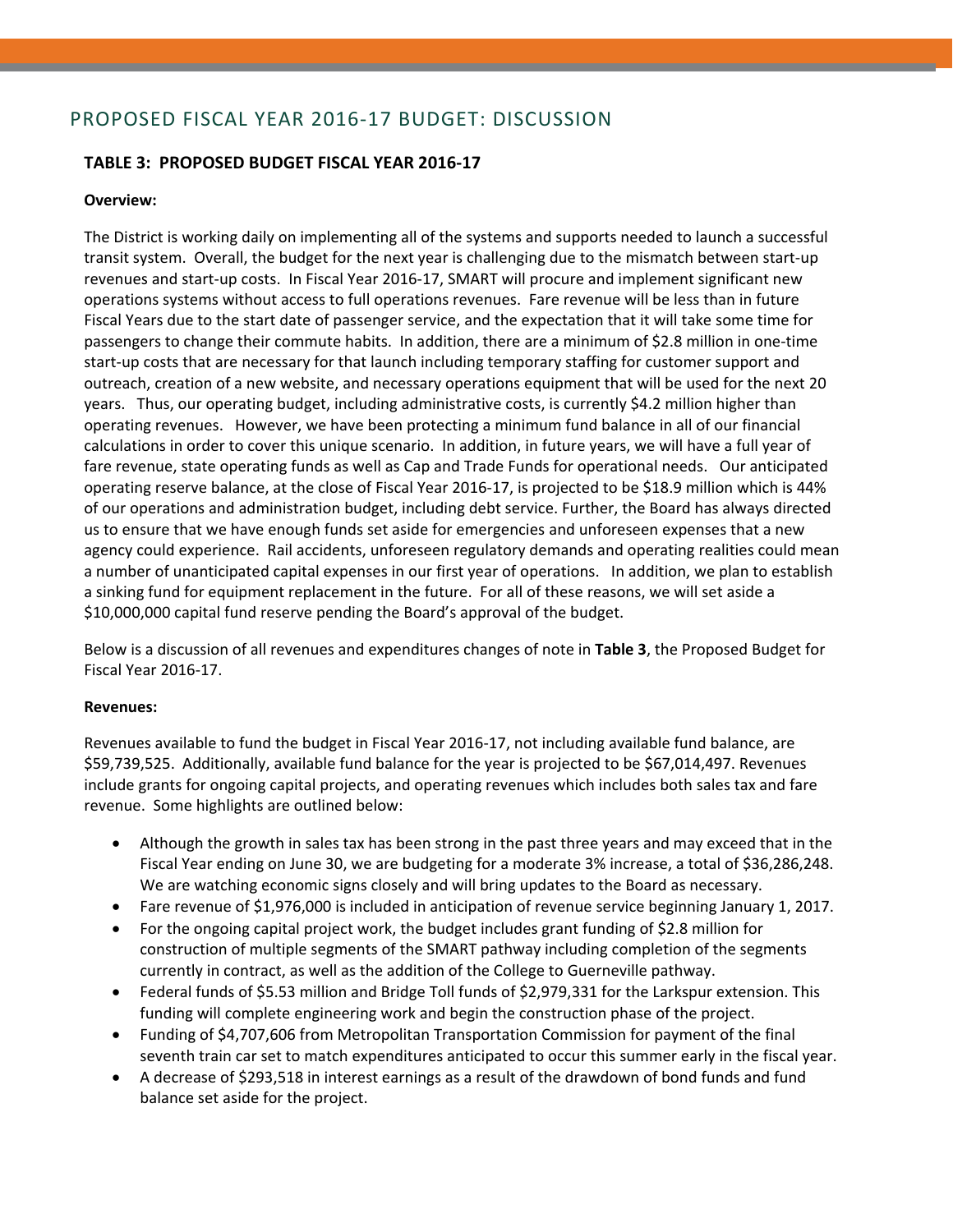## PROPOSED FISCAL YEAR 2016-17 BUDGET: DISCUSSION

### TABLE 3: PROPOSED BUDGET FISCAL YEAR 2016-17

**Overview:**

The District is working daily on implementing all of the systems and supports needed to launch a successful transit system. Overall, the budget for the next year is challenging due to the mismatch between start-up revenues and start-up costs. In Fiscal Year 2016-17, SMART will procure and implement significant new operations systems without access to full operations revenues. Fare revenue will be less than in future Fiscal Years due to the start date of passenger service, and the expectation that it will take some time for passengers to change their commute habits. In addition, there are a minimum of $2.8 million in one-time start-up costs that are necessary for that launch including temporary staffing for customer support and outreach, creation of a new website, and necessary operations equipment that will be used for the next 20 years. Thus, our operating budget, including administrative costs, is currently $4.2 million higher than operating revenues. However, we have been protecting a minimum fund balance in all of our financial calculations in order to cover this unique scenario. In addition, in future years, we will have a full year of fare revenue, state operating funds as well as Cap and Trade Funds for operational needs. Our anticipated operating reserve balance, at the close of Fiscal Year 2016-17, is projected to be $18.9 million which is 44% of our operations and administration budget, including debt service. Further, the Board has always directed us to ensure that we have enough funds set aside for emergencies and unforeseen expenses that a new agency could experience. Rail accidents, unforeseen regulatory demands and operating realities could mean a number of unanticipated capital expenses in our first year of operations. In addition, we plan to establish a sinking fund for equipment replacement in the future. For all of these reasons, we will set aside a $10,000,000 capital fund reserve pending the Board's approval of the budget.

Below is a discussion of all revenues and expenditures changes of note in **Table 3**, the Proposed Budget for Fiscal Year 2016-17.

**Revenues:**

Revenues available to fund the budget in Fiscal Year 2016-17, not including available fund balance, are $59,739,525. Additionally, available fund balance for the year is projected to be $67,014,497. Revenues include grants for ongoing capital projects, and operating revenues which includes both sales tax and fare revenue. Some highlights are outlined below:

- Although the growth in sales tax has been strong in the past three years and may exceed that in the Fiscal Year ending on June 30, we are budgeting for a moderate 3% increase, a total of $36,286,248. We are watching economic signs closely and will bring updates to the Board as necessary.
- Fare revenue of $1,976,000 is included in anticipation of revenue service beginning January 1, 2017.
- For the ongoing capital project work, the budget includes grant funding of $2.8 million for construction of multiple segments of the SMART pathway including completion of the segments currently in contract, as well as the addition of the College to Guerneville pathway.
- Federal funds of $5.53 million and Bridge Toll funds of $2,979,331 for the Larkspur extension. This funding will complete engineering work and begin the construction phase of the project.
- Funding of $4,707,606 from Metropolitan Transportation Commission for payment of the final seventh train car set to match expenditures anticipated to occur this summer early in the fiscal year.
- A decrease of $293,518 in interest earnings as a result of the drawdown of bond funds and fund balance set aside for the project.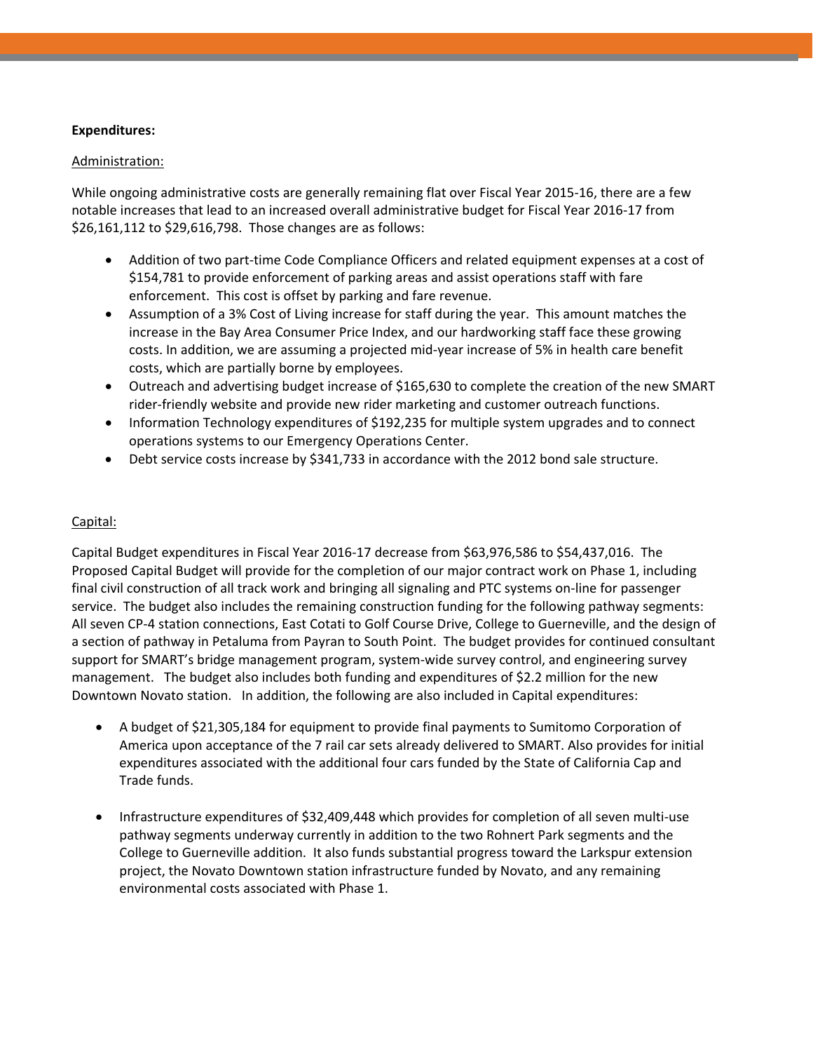**Expenditures:**

Administration:

While ongoing administrative costs are generally remaining flat over Fiscal Year 2015-16, there are a few notable increases that lead to an increased overall administrative budget for Fiscal Year 2016-17 from $26,161,112 to $29,616,798. Those changes are as follows:

- Addition of two part-time Code Compliance Officers and related equipment expenses at a cost of $154,781 to provide enforcement of parking areas and assist operations staff with fare enforcement. This cost is offset by parking and fare revenue.
- Assumption of a 3% Cost of Living increase for staff during the year. This amount matches the increase in the Bay Area Consumer Price Index, and our hardworking staff face these growing costs. In addition, we are assuming a projected mid-year increase of 5% in health care benefit costs, which are partially borne by employees.
- Outreach and advertising budget increase of $165,630 to complete the creation of the new SMART rider-friendly website and provide new rider marketing and customer outreach functions.
- Information Technology expenditures of $192,235 for multiple system upgrades and to connect operations systems to our Emergency Operations Center.
- Debt service costs increase by $341,733 in accordance with the 2012 bond sale structure.

Capital:

Capital Budget expenditures in Fiscal Year 2016-17 decrease from $63,976,586 to $54,437,016. The Proposed Capital Budget will provide for the completion of our major contract work on Phase 1, including final civil construction of all track work and bringing all signaling and PTC systems on-line for passenger service. The budget also includes the remaining construction funding for the following pathway segments: All seven CP-4 station connections, East Cotati to Golf Course Drive, College to Guerneville, and the design of a section of pathway in Petaluma from Payran to South Point. The budget provides for continued consultant support for SMART's bridge management program, system-wide survey control, and engineering survey management. The budget also includes both funding and expenditures of $2.2 million for the new Downtown Novato station. In addition, the following are also included in Capital expenditures:

- A budget of $21,305,184 for equipment to provide final payments to Sumitomo Corporation of America upon acceptance of the 7 rail car sets already delivered to SMART. Also provides for initial expenditures associated with the additional four cars funded by the State of California Cap and Trade funds.

- Infrastructure expenditures of $32,409,448 which provides for completion of all seven multi-use pathway segments underway currently in addition to the two Rohnert Park segments and the College to Guerneville addition. It also funds substantial progress toward the Larkspur extension project, the Novato Downtown station infrastructure funded by Novato, and any remaining environmental costs associated with Phase 1.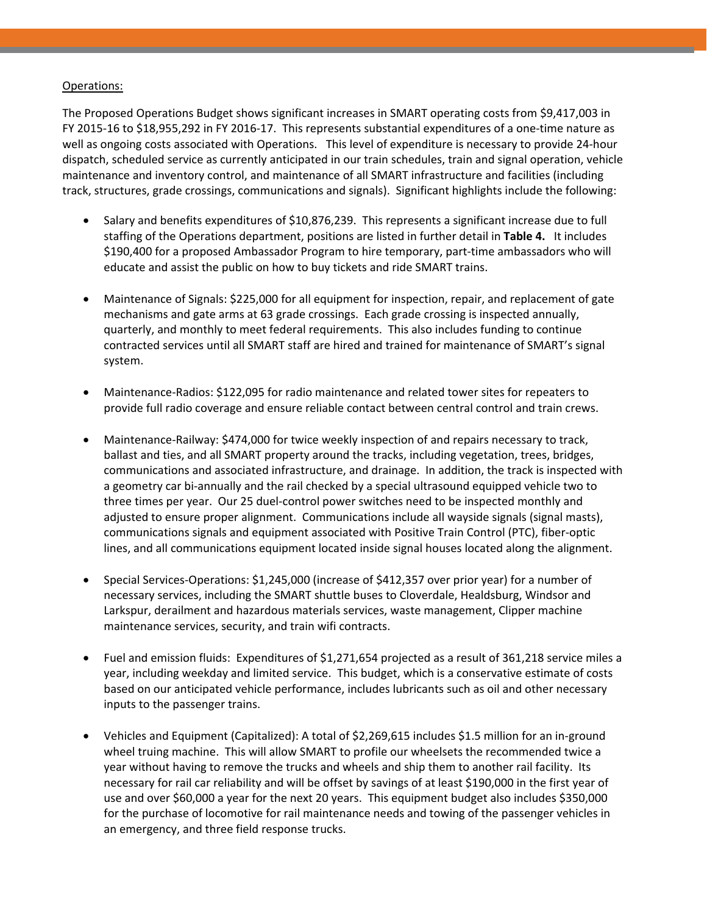Operations:

The Proposed Operations Budget shows significant increases in SMART operating costs from $9,417,003 in FY 2015-16 to $18,955,292 in FY 2016-17. This represents substantial expenditures of a one-time nature as well as ongoing costs associated with Operations. This level of expenditure is necessary to provide 24-hour dispatch, scheduled service as currently anticipated in our train schedules, train and signal operation, vehicle maintenance and inventory control, and maintenance of all SMART infrastructure and facilities (including track, structures, grade crossings, communications and signals). Significant highlights include the following:

- Salary and benefits expenditures of $10,876,239. This represents a significant increase due to full staffing of the Operations department, positions are listed in further detail in **Table 4.** It includes $190,400 for a proposed Ambassador Program to hire temporary, part-time ambassadors who will educate and assist the public on how to buy tickets and ride SMART trains.

- Maintenance of Signals: $225,000 for all equipment for inspection, repair, and replacement of gate mechanisms and gate arms at 63 grade crossings. Each grade crossing is inspected annually, quarterly, and monthly to meet federal requirements. This also includes funding to continue contracted services until all SMART staff are hired and trained for maintenance of SMART's signal system.

- Maintenance-Radios: $122,095 for radio maintenance and related tower sites for repeaters to provide full radio coverage and ensure reliable contact between central control and train crews.

- Maintenance-Railway: $474,000 for twice weekly inspection of and repairs necessary to track, ballast and ties, and all SMART property around the tracks, including vegetation, trees, bridges, communications and associated infrastructure, and drainage. In addition, the track is inspected with a geometry car bi-annually and the rail checked by a special ultrasound equipped vehicle two to three times per year. Our 25 duel-control power switches need to be inspected monthly and adjusted to ensure proper alignment. Communications include all wayside signals (signal masts), communications signals and equipment associated with Positive Train Control (PTC), fiber-optic lines, and all communications equipment located inside signal houses located along the alignment.

- Special Services-Operations: $1,245,000 (increase of $412,357 over prior year) for a number of necessary services, including the SMART shuttle buses to Cloverdale, Healdsburg, Windsor and Larkspur, derailment and hazardous materials services, waste management, Clipper machine maintenance services, security, and train wifi contracts.

- Fuel and emission fluids: Expenditures of $1,271,654 projected as a result of 361,218 service miles a year, including weekday and limited service. This budget, which is a conservative estimate of costs based on our anticipated vehicle performance, includes lubricants such as oil and other necessary inputs to the passenger trains.

- Vehicles and Equipment (Capitalized): A total of $2,269,615 includes $1.5 million for an in-ground wheel truing machine. This will allow SMART to profile our wheelsets the recommended twice a year without having to remove the trucks and wheels and ship them to another rail facility. Its necessary for rail car reliability and will be offset by savings of at least $190,000 in the first year of use and over $60,000 a year for the next 20 years. This equipment budget also includes $350,000 for the purchase of locomotive for rail maintenance needs and towing of the passenger vehicles in an emergency, and three field response trucks.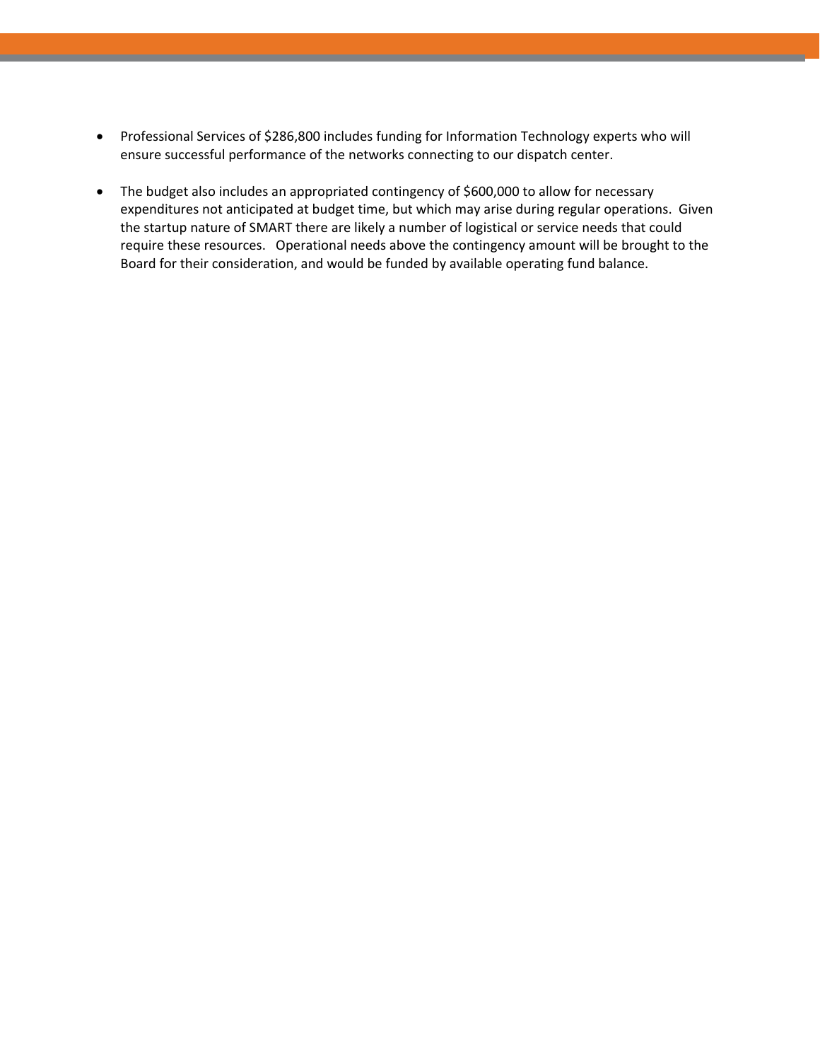- Professional Services of $286,800 includes funding for Information Technology experts who will ensure successful performance of the networks connecting to our dispatch center.

- The budget also includes an appropriated contingency of $600,000 to allow for necessary expenditures not anticipated at budget time, but which may arise during regular operations. Given the startup nature of SMART there are likely a number of logistical or service needs that could require these resources. Operational needs above the contingency amount will be brought to the Board for their consideration, and would be funded by available operating fund balance.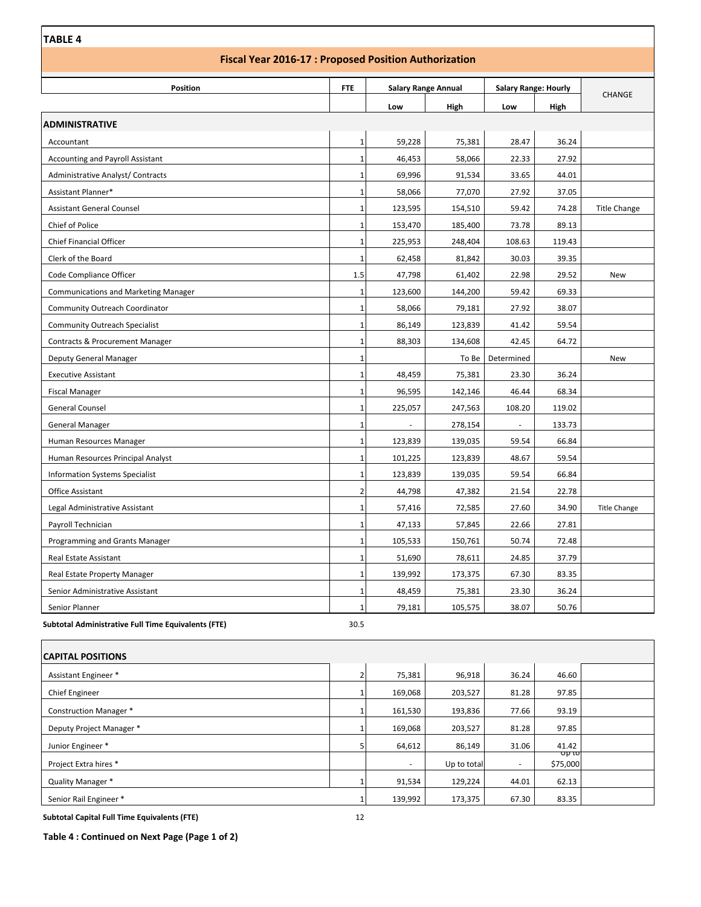**TABLE 4**

## Fiscal Year 2016-17 : Proposed Position Authorization

| Position | FTE | Salary Range Annual | | Salary Range: Hourly | | CHANGE |
|---|---|---|---|---|---|---|
| | | Low | High | Low | High | |
| **ADMINISTRATIVE** | | | | | | |
| Accountant | 1 | 59,228 | 75,381 | 28.47 | 36.24 | |
| Accounting and Payroll Assistant | 1 | 46,453 | 58,066 | 22.33 | 27.92 | |
| Administrative Analyst/ Contracts | 1 | 69,996 | 91,534 | 33.65 | 44.01 | |
| Assistant Planner* | 1 | 58,066 | 77,070 | 27.92 | 37.05 | |
| Assistant General Counsel | 1 | 123,595 | 154,510 | 59.42 | 74.28 | Title Change |
| Chief of Police | 1 | 153,470 | 185,400 | 73.78 | 89.13 | |
| Chief Financial Officer | 1 | 225,953 | 248,404 | 108.63 | 119.43 | |
| Clerk of the Board | 1 | 62,458 | 81,842 | 30.03 | 39.35 | |
| Code Compliance Officer | 1.5 | 47,798 | 61,402 | 22.98 | 29.52 | New |
| Communications and Marketing Manager | 1 | 123,600 | 144,200 | 59.42 | 69.33 | |
| Community Outreach Coordinator | 1 | 58,066 | 79,181 | 27.92 | 38.07 | |
| Community Outreach Specialist | 1 | 86,149 | 123,839 | 41.42 | 59.54 | |
| Contracts & Procurement Manager | 1 | 88,303 | 134,608 | 42.45 | 64.72 | |
| Deputy General Manager | 1 | | To Be | Determined | | New |
| Executive Assistant | 1 | 48,459 | 75,381 | 23.30 | 36.24 | |
| Fiscal Manager | 1 | 96,595 | 142,146 | 46.44 | 68.34 | |
| General Counsel | 1 | 225,057 | 247,563 | 108.20 | 119.02 | |
| General Manager | 1 | - | 278,154 | - | 133.73 | |
| Human Resources Manager | 1 | 123,839 | 139,035 | 59.54 | 66.84 | |
| Human Resources Principal Analyst | 1 | 101,225 | 123,839 | 48.67 | 59.54 | |
| Information Systems Specialist | 1 | 123,839 | 139,035 | 59.54 | 66.84 | |
| Office Assistant | 2 | 44,798 | 47,382 | 21.54 | 22.78 | |
| Legal Administrative Assistant | 1 | 57,416 | 72,585 | 27.60 | 34.90 | Title Change |
| Payroll Technician | 1 | 47,133 | 57,845 | 22.66 | 27.81 | |
| Programming and Grants Manager | 1 | 105,533 | 150,761 | 50.74 | 72.48 | |
| Real Estate Assistant | 1 | 51,690 | 78,611 | 24.85 | 37.79 | |
| Real Estate Property Manager | 1 | 139,992 | 173,375 | 67.30 | 83.35 | |
| Senior Administrative Assistant | 1 | 48,459 | 75,381 | 23.30 | 36.24 | |
| Senior Planner | 1 | 79,181 | 105,575 | 38.07 | 50.76 | |
| **Subtotal Administrative Full Time Equivalents (FTE)** | 30.5 | | | | | |
| **CAPITAL POSITIONS** | | | | | | |
| Assistant Engineer * | 2 | 75,381 | 96,918 | 36.24 | 46.60 | |
| Chief Engineer | 1 | 169,068 | 203,527 | 81.28 | 97.85 | |
| Construction Manager * | 1 | 161,530 | 193,836 | 77.66 | 93.19 | |
| Deputy Project Manager * | 1 | 169,068 | 203,527 | 81.28 | 97.85 | |
| Junior Engineer * | 5 | 64,612 | 86,149 | 31.06 | 41.42 | |
| Project Extra hires * | | - | Up to total | - | Up to $75,000 | |
| Quality Manager * | 1 | 91,534 | 129,224 | 44.01 | 62.13 | |
| Senior Rail Engineer * | 1 | 139,992 | 173,375 | 67.30 | 83.35 | |
| **Subtotal Capital Full Time Equivalents (FTE)** | 12 | | | | | |

**Table 4 : Continued on Next Page (Page 1 of 2)**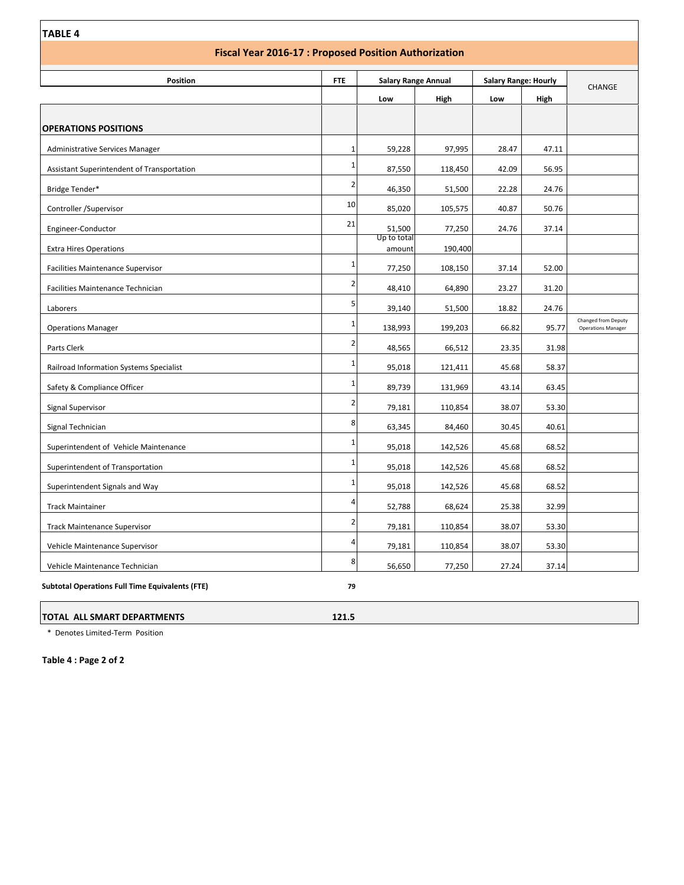**TABLE 4**

## Fiscal Year 2016-17 : Proposed Position Authorization

| Position | FTE | Salary Range Annual | | Salary Range: Hourly | | CHANGE |
|---|---|---|---|---|---|---|
| | | Low | High | Low | High | |
| **OPERATIONS POSITIONS** | | | | | | |
| Administrative Services Manager | 1 | 59,228 | 97,995 | 28.47 | 47.11 | |
| Assistant Superintendent of Transportation | 1 | 87,550 | 118,450 | 42.09 | 56.95 | |
| Bridge Tender* | 2 | 46,350 | 51,500 | 22.28 | 24.76 | |
| Controller /Supervisor | 10 | 85,020 | 105,575 | 40.87 | 50.76 | |
| Engineer-Conductor | 21 | 51,500 | 77,250 | 24.76 | 37.14 | |
| Extra Hires Operations | | Up to total amount | 190,400 | | | |
| Facilities Maintenance Supervisor | 1 | 77,250 | 108,150 | 37.14 | 52.00 | |
| Facilities Maintenance Technician | 2 | 48,410 | 64,890 | 23.27 | 31.20 | |
| Laborers | 5 | 39,140 | 51,500 | 18.82 | 24.76 | |
| Operations Manager | 1 | 138,993 | 199,203 | 66.82 | 95.77 | Changed from Deputy Operations Manager |
| Parts Clerk | 2 | 48,565 | 66,512 | 23.35 | 31.98 | |
| Railroad Information Systems Specialist | 1 | 95,018 | 121,411 | 45.68 | 58.37 | |
| Safety & Compliance Officer | 1 | 89,739 | 131,969 | 43.14 | 63.45 | |
| Signal Supervisor | 2 | 79,181 | 110,854 | 38.07 | 53.30 | |
| Signal Technician | 8 | 63,345 | 84,460 | 30.45 | 40.61 | |
| Superintendent of Vehicle Maintenance | 1 | 95,018 | 142,526 | 45.68 | 68.52 | |
| Superintendent of Transportation | 1 | 95,018 | 142,526 | 45.68 | 68.52 | |
| Superintendent Signals and Way | 1 | 95,018 | 142,526 | 45.68 | 68.52 | |
| Track Maintainer | 4 | 52,788 | 68,624 | 25.38 | 32.99 | |
| Track Maintenance Supervisor | 2 | 79,181 | 110,854 | 38.07 | 53.30 | |
| Vehicle Maintenance Supervisor | 4 | 79,181 | 110,854 | 38.07 | 53.30 | |
| Vehicle Maintenance Technician | 8 | 56,650 | 77,250 | 27.24 | 37.14 | |
| **Subtotal Operations Full Time Equivalents (FTE)** | **79** | | | | | |
| **TOTAL ALL SMART DEPARTMENTS** | **121.5** | | | | | |

\* Denotes Limited-Term Position

**Table 4 : Page 2 of 2**